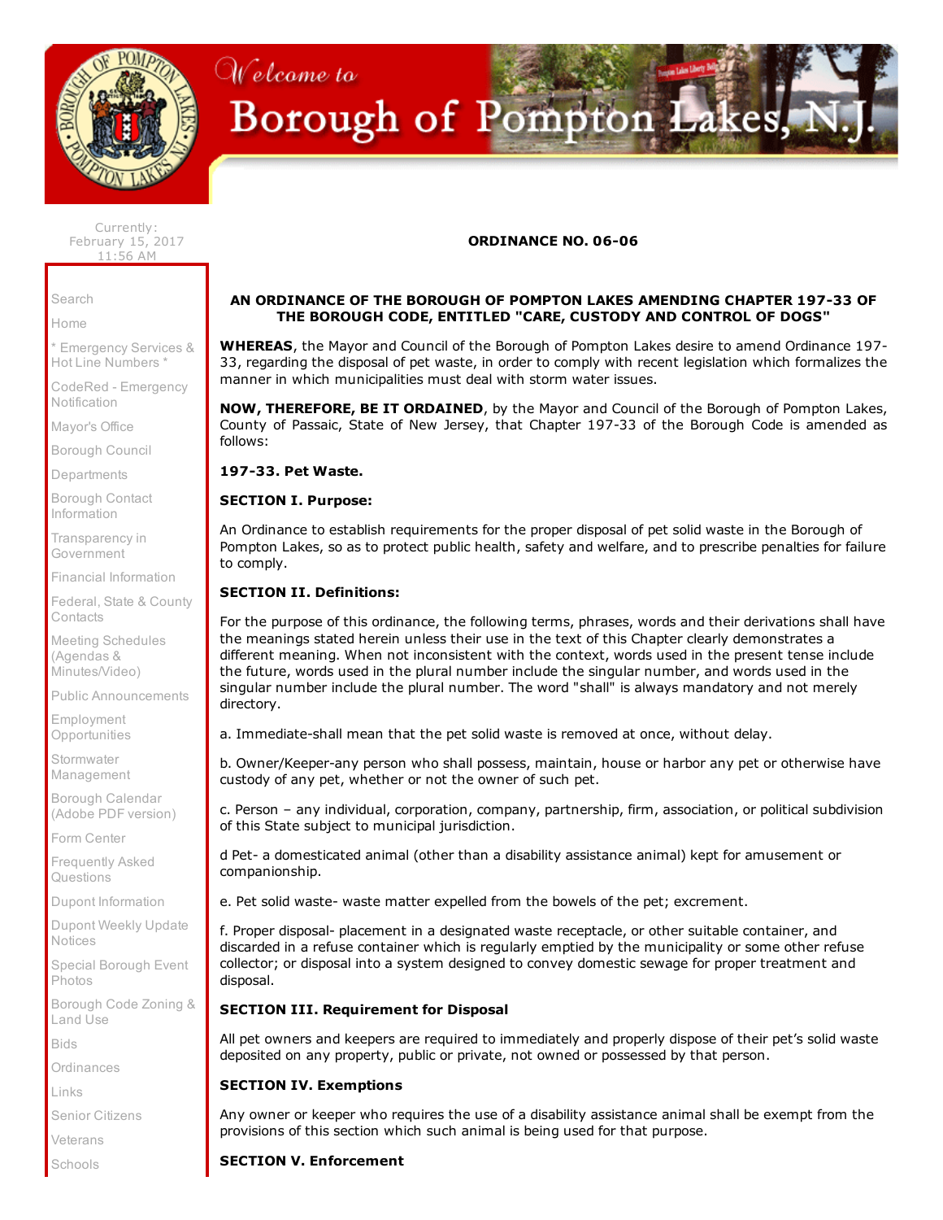# ORDINANCE NO. 06-06

## AN ORDINANCE OF THE BOROUGH OF POMPTON LAKES AMENDING CHAPTER 197-33 OF THE BOROUGH CODE, ENTITLED "CARE, CUSTODY AND CONTROL OF DOGS"

**WHEREAS**, the Mayor and Council of the Borough of Pompton Lakes desire to amend Ordinance 197-33, regarding the disposal of pet waste, in order to comply with recent legislation which formalizes the manner in which municipalities must deal with storm water issues.

**NOW, THEREFORE, BE IT ORDAINED**, by the Mayor and Council of the Borough of Pompton Lakes, County of Passaic, State of New Jersey, that Chapter 197-33 of the Borough Code is amended as follows:

**197-33. Pet Waste.**

**SECTION I. Purpose:**

An Ordinance to establish requirements for the proper disposal of pet solid waste in the Borough of Pompton Lakes, so as to protect public health, safety and welfare, and to prescribe penalties for failure to comply.

**SECTION II. Definitions:**

For the purpose of this ordinance, the following terms, phrases, words and their derivations shall have the meanings stated herein unless their use in the text of this Chapter clearly demonstrates a different meaning. When not inconsistent with the context, words used in the present tense include the future, words used in the plural number include the singular number, and words used in the singular number include the plural number. The word "shall" is always mandatory and not merely directory.

a. Immediate-shall mean that the pet solid waste is removed at once, without delay.

b. Owner/Keeper-any person who shall possess, maintain, house or harbor any pet or otherwise have custody of any pet, whether or not the owner of such pet.

c. Person – any individual, corporation, company, partnership, firm, association, or political subdivision of this State subject to municipal jurisdiction.

d Pet- a domesticated animal (other than a disability assistance animal) kept for amusement or companionship.

e. Pet solid waste- waste matter expelled from the bowels of the pet; excrement.

f. Proper disposal- placement in a designated waste receptacle, or other suitable container, and discarded in a refuse container which is regularly emptied by the municipality or some other refuse collector; or disposal into a system designed to convey domestic sewage for proper treatment and disposal.

**SECTION III. Requirement for Disposal**

All pet owners and keepers are required to immediately and properly dispose of their pet's solid waste deposited on any property, public or private, not owned or possessed by that person.

**SECTION IV. Exemptions**

Any owner or keeper who requires the use of a disability assistance animal shall be exempt from the provisions of this section which such animal is being used for that purpose.

**SECTION V. Enforcement**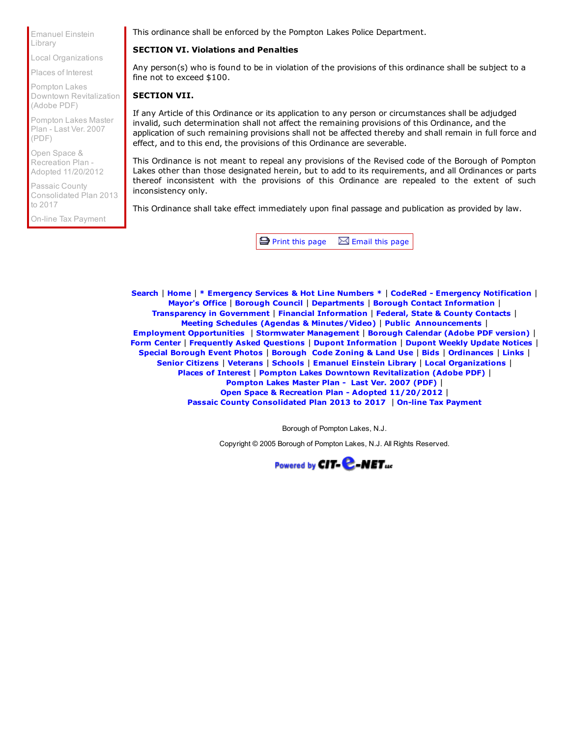This ordinance shall be enforced by the Pompton Lakes Police Department.

**SECTION VI. Violations and Penalties**

Any person(s) who is found to be in violation of the provisions of this ordinance shall be subject to a fine not to exceed $100.

**SECTION VII.**

If any Article of this Ordinance or its application to any person or circumstances shall be adjudged invalid, such determination shall not affect the remaining provisions of this Ordinance, and the application of such remaining provisions shall not be affected thereby and shall remain in full force and effect, and to this end, the provisions of this Ordinance are severable.

This Ordinance is not meant to repeal any provisions of the Revised code of the Borough of Pompton Lakes other than those designated herein, but to add to its requirements, and all Ordinances or parts thereof inconsistent with the provisions of this Ordinance are repealed to the extent of such inconsistency only.

This Ordinance shall take effect immediately upon final passage and publication as provided by law.